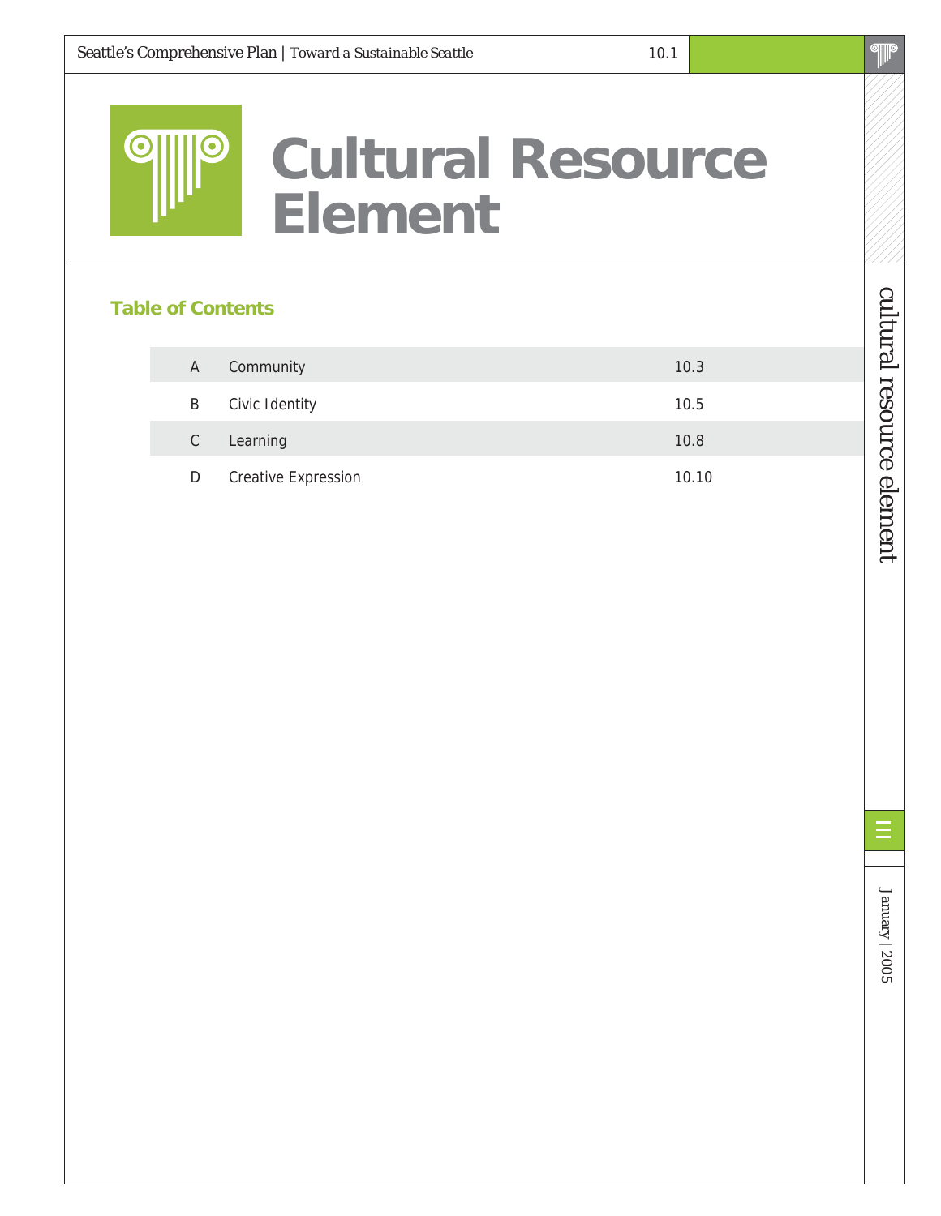# Cultural Resource Element

## Table of Contents

| | | |
|---|---|---|
| A | Community | 10.3 |
| B | Civic Identity | 10.5 |
| C | Learning | 10.8 |
| D | Creative Expression | 10.10 |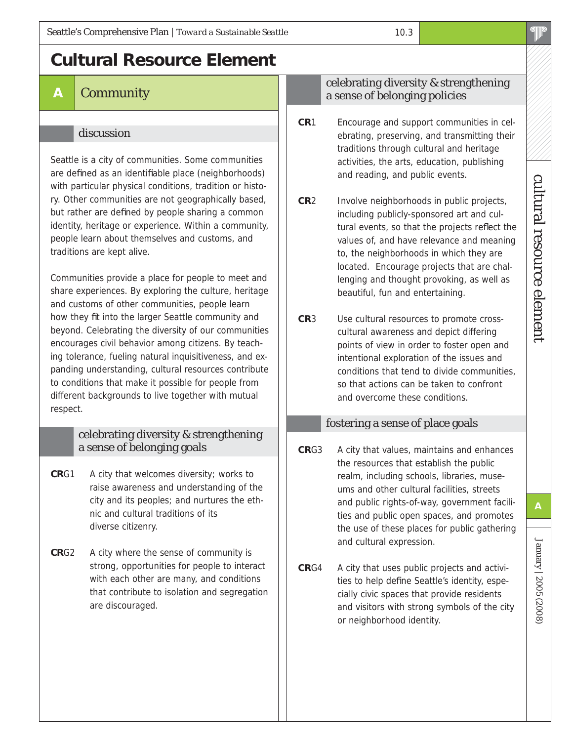# Cultural Resource Element

## A Community

### discussion

Seattle is a city of communities. Some communities are defined as an identifiable place (neighborhoods) with particular physical conditions, tradition or history. Other communities are not geographically based, but rather are defined by people sharing a common identity, heritage or experience. Within a community, people learn about themselves and customs, and traditions are kept alive.

Communities provide a place for people to meet and share experiences. By exploring the culture, heritage and customs of other communities, people learn how they fit into the larger Seattle community and beyond. Celebrating the diversity of our communities encourages civil behavior among citizens. By teaching tolerance, fueling natural inquisitiveness, and expanding understanding, cultural resources contribute to conditions that make it possible for people from different backgrounds to live together with mutual respect.

### celebrating diversity & strengthening a sense of belonging goals

**CR**G1 A city that welcomes diversity; works to raise awareness and understanding of the city and its peoples; and nurtures the ethnic and cultural traditions of its diverse citizenry.

**CR**G2 A city where the sense of community is strong, opportunities for people to interact with each other are many, and conditions that contribute to isolation and segregation are discouraged.

### celebrating diversity & strengthening a sense of belonging policies

**CR**1 Encourage and support communities in celebrating, preserving, and transmitting their traditions through cultural and heritage activities, the arts, education, publishing and reading, and public events.

**CR**2 Involve neighborhoods in public projects, including publicly-sponsored art and cultural events, so that the projects reflect the values of, and have relevance and meaning to, the neighborhoods in which they are located. Encourage projects that are challenging and thought provoking, as well as beautiful, fun and entertaining.

**CR**3 Use cultural resources to promote cross-cultural awareness and depict differing points of view in order to foster open and intentional exploration of the issues and conditions that tend to divide communities, so that actions can be taken to confront and overcome these conditions.

### fostering a sense of place goals

**CR**G3 A city that values, maintains and enhances the resources that establish the public realm, including schools, libraries, museums and other cultural facilities, streets and public rights-of-way, government facilities and public open spaces, and promotes the use of these places for public gathering and cultural expression.

**CR**G4 A city that uses public projects and activities to help define Seattle's identity, especially civic spaces that provide residents and visitors with strong symbols of the city or neighborhood identity.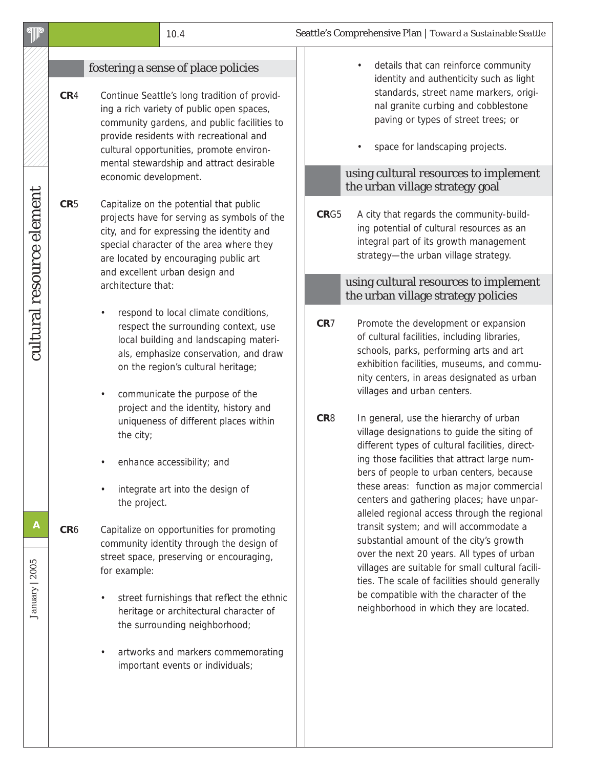## fostering a sense of place policies

**CR**4 Continue Seattle's long tradition of providing a rich variety of public open spaces, community gardens, and public facilities to provide residents with recreational and cultural opportunities, promote environmental stewardship and attract desirable economic development.

**CR**5 Capitalize on the potential that public projects have for serving as symbols of the city, and for expressing the identity and special character of the area where they are located by encouraging public art and excellent urban design and architecture that:

- respond to local climate conditions, respect the surrounding context, use local building and landscaping materials, emphasize conservation, and draw on the region's cultural heritage;
- communicate the purpose of the project and the identity, history and uniqueness of different places within the city;
- enhance accessibility; and
- integrate art into the design of the project.

**CR**6 Capitalize on opportunities for promoting community identity through the design of street space, preserving or encouraging, for example:

- street furnishings that reflect the ethnic heritage or architectural character of the surrounding neighborhood;
- artworks and markers commemorating important events or individuals;
- details that can reinforce community identity and authenticity such as light standards, street name markers, original granite curbing and cobblestone paving or types of street trees; or
- space for landscaping projects.

## using cultural resources to implement the urban village strategy goal

**CR**G5 A city that regards the community-building potential of cultural resources as an integral part of its growth management strategy—the urban village strategy.

## using cultural resources to implement the urban village strategy policies

**CR**7 Promote the development or expansion of cultural facilities, including libraries, schools, parks, performing arts and art exhibition facilities, museums, and community centers, in areas designated as urban villages and urban centers.

**CR**8 In general, use the hierarchy of urban village designations to guide the siting of different types of cultural facilities, directing those facilities that attract large numbers of people to urban centers, because these areas: function as major commercial centers and gathering places; have unparalleled regional access through the regional transit system; and will accommodate a substantial amount of the city's growth over the next 20 years. All types of urban villages are suitable for small cultural facilities. The scale of facilities should generally be compatible with the character of the neighborhood in which they are located.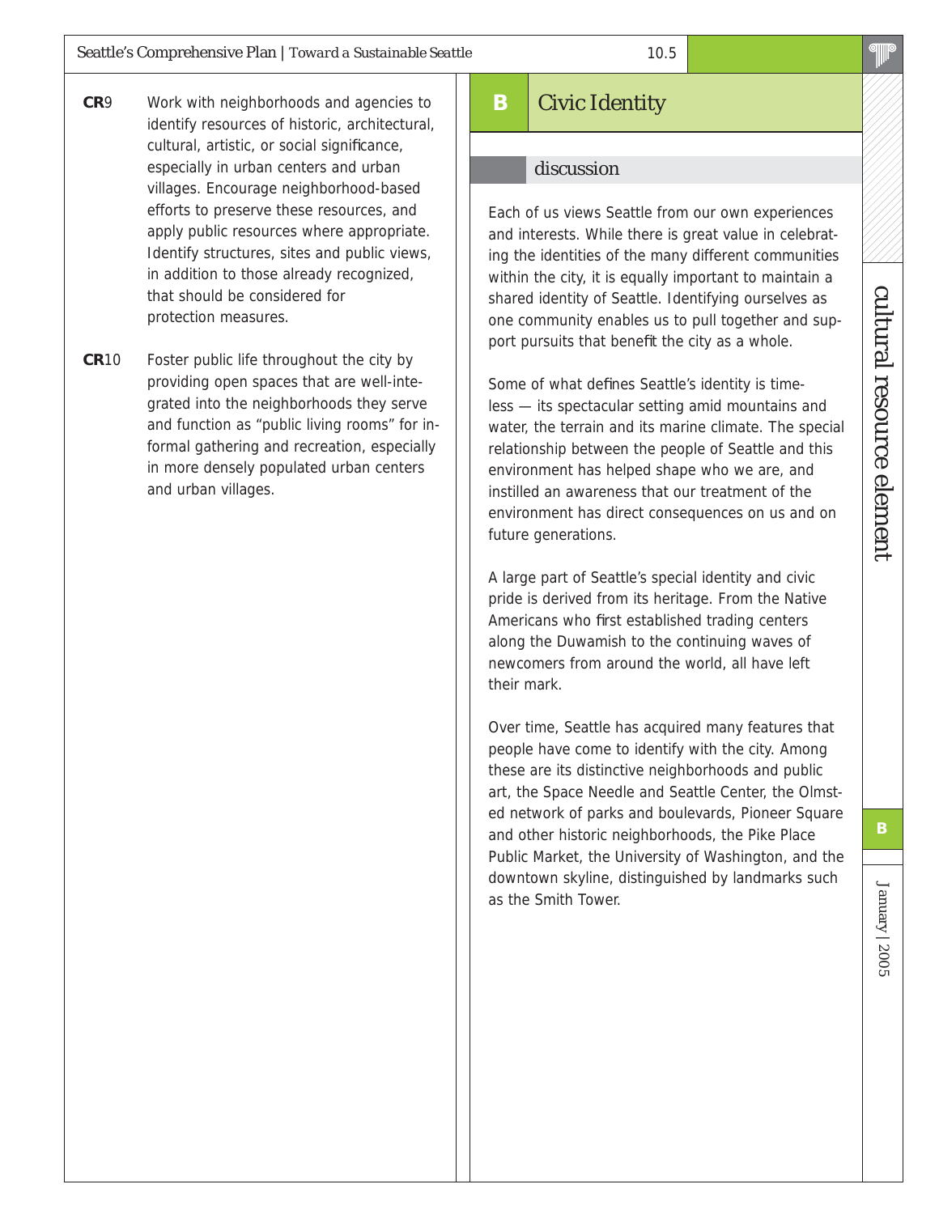**CR**9 Work with neighborhoods and agencies to identify resources of historic, architectural, cultural, artistic, or social significance, especially in urban centers and urban villages. Encourage neighborhood-based efforts to preserve these resources, and apply public resources where appropriate. Identify structures, sites and public views, in addition to those already recognized, that should be considered for protection measures.

**CR**10 Foster public life throughout the city by providing open spaces that are well-integrated into the neighborhoods they serve and function as "public living rooms" for informal gathering and recreation, especially in more densely populated urban centers and urban villages.

## B Civic Identity

### discussion

Each of us views Seattle from our own experiences and interests. While there is great value in celebrating the identities of the many different communities within the city, it is equally important to maintain a shared identity of Seattle. Identifying ourselves as one community enables us to pull together and support pursuits that benefit the city as a whole.

Some of what defines Seattle's identity is timeless — its spectacular setting amid mountains and water, the terrain and its marine climate. The special relationship between the people of Seattle and this environment has helped shape who we are, and instilled an awareness that our treatment of the environment has direct consequences on us and on future generations.

A large part of Seattle's special identity and civic pride is derived from its heritage. From the Native Americans who first established trading centers along the Duwamish to the continuing waves of newcomers from around the world, all have left their mark.

Over time, Seattle has acquired many features that people have come to identify with the city. Among these are its distinctive neighborhoods and public art, the Space Needle and Seattle Center, the Olmsted network of parks and boulevards, Pioneer Square and other historic neighborhoods, the Pike Place Public Market, the University of Washington, and the downtown skyline, distinguished by landmarks such as the Smith Tower.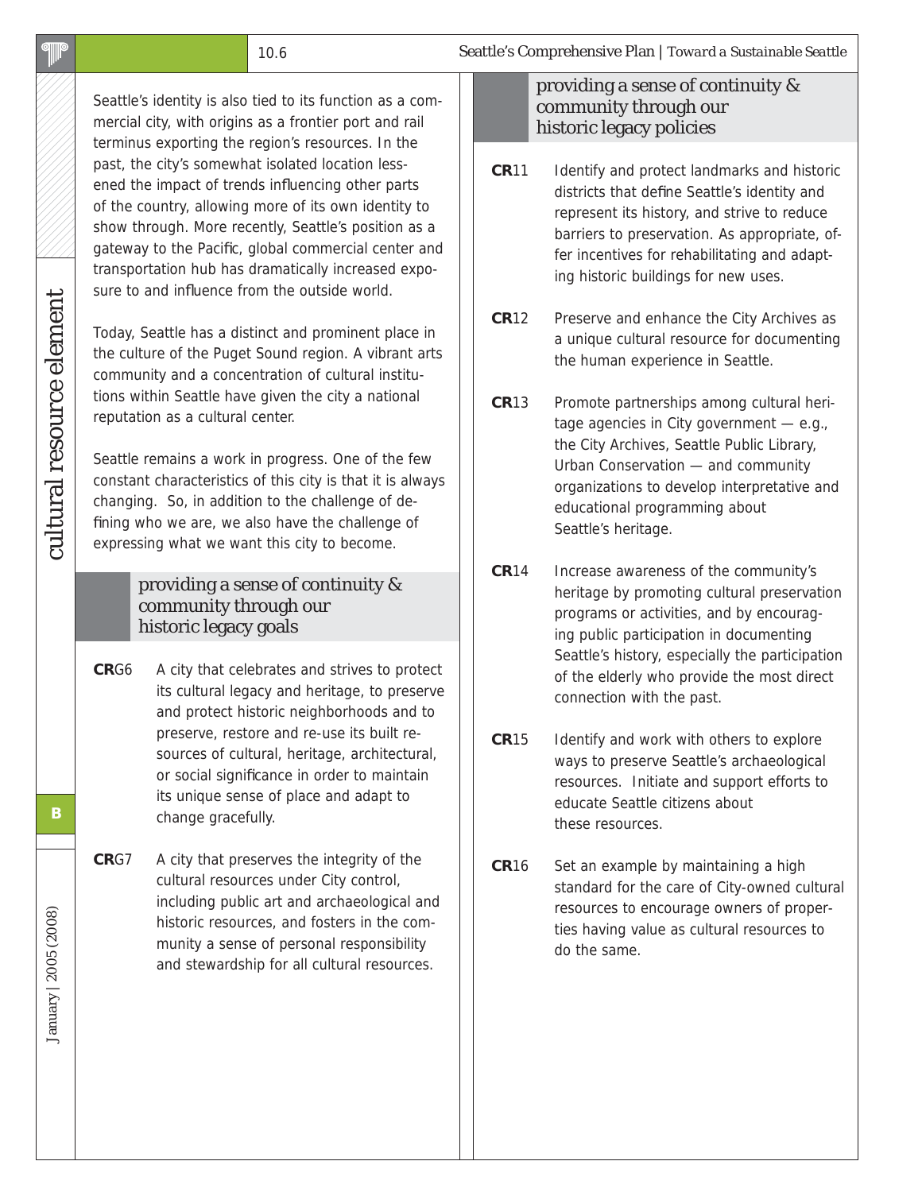Seattle's identity is also tied to its function as a commercial city, with origins as a frontier port and rail terminus exporting the region's resources. In the past, the city's somewhat isolated location lessened the impact of trends influencing other parts of the country, allowing more of its own identity to show through. More recently, Seattle's position as a gateway to the Pacific, global commercial center and transportation hub has dramatically increased exposure to and influence from the outside world.

Today, Seattle has a distinct and prominent place in the culture of the Puget Sound region. A vibrant arts community and a concentration of cultural institutions within Seattle have given the city a national reputation as a cultural center.

Seattle remains a work in progress. One of the few constant characteristics of this city is that it is always changing. So, in addition to the challenge of defining who we are, we also have the challenge of expressing what we want this city to become.

## providing a sense of continuity & community through our historic legacy goals

**CR**G6 A city that celebrates and strives to protect its cultural legacy and heritage, to preserve and protect historic neighborhoods and to preserve, restore and re-use its built resources of cultural, heritage, architectural, or social significance in order to maintain its unique sense of place and adapt to change gracefully.

**CR**G7 A city that preserves the integrity of the cultural resources under City control, including public art and archaeological and historic resources, and fosters in the community a sense of personal responsibility and stewardship for all cultural resources.

## providing a sense of continuity & community through our historic legacy policies

**CR**11 Identify and protect landmarks and historic districts that define Seattle's identity and represent its history, and strive to reduce barriers to preservation. As appropriate, offer incentives for rehabilitating and adapting historic buildings for new uses.

**CR**12 Preserve and enhance the City Archives as a unique cultural resource for documenting the human experience in Seattle.

**CR**13 Promote partnerships among cultural heritage agencies in City government — e.g., the City Archives, Seattle Public Library, Urban Conservation — and community organizations to develop interpretative and educational programming about Seattle's heritage.

**CR**14 Increase awareness of the community's heritage by promoting cultural preservation programs or activities, and by encouraging public participation in documenting Seattle's history, especially the participation of the elderly who provide the most direct connection with the past.

**CR**15 Identify and work with others to explore ways to preserve Seattle's archaeological resources. Initiate and support efforts to educate Seattle citizens about these resources.

**CR**16 Set an example by maintaining a high standard for the care of City-owned cultural resources to encourage owners of properties having value as cultural resources to do the same.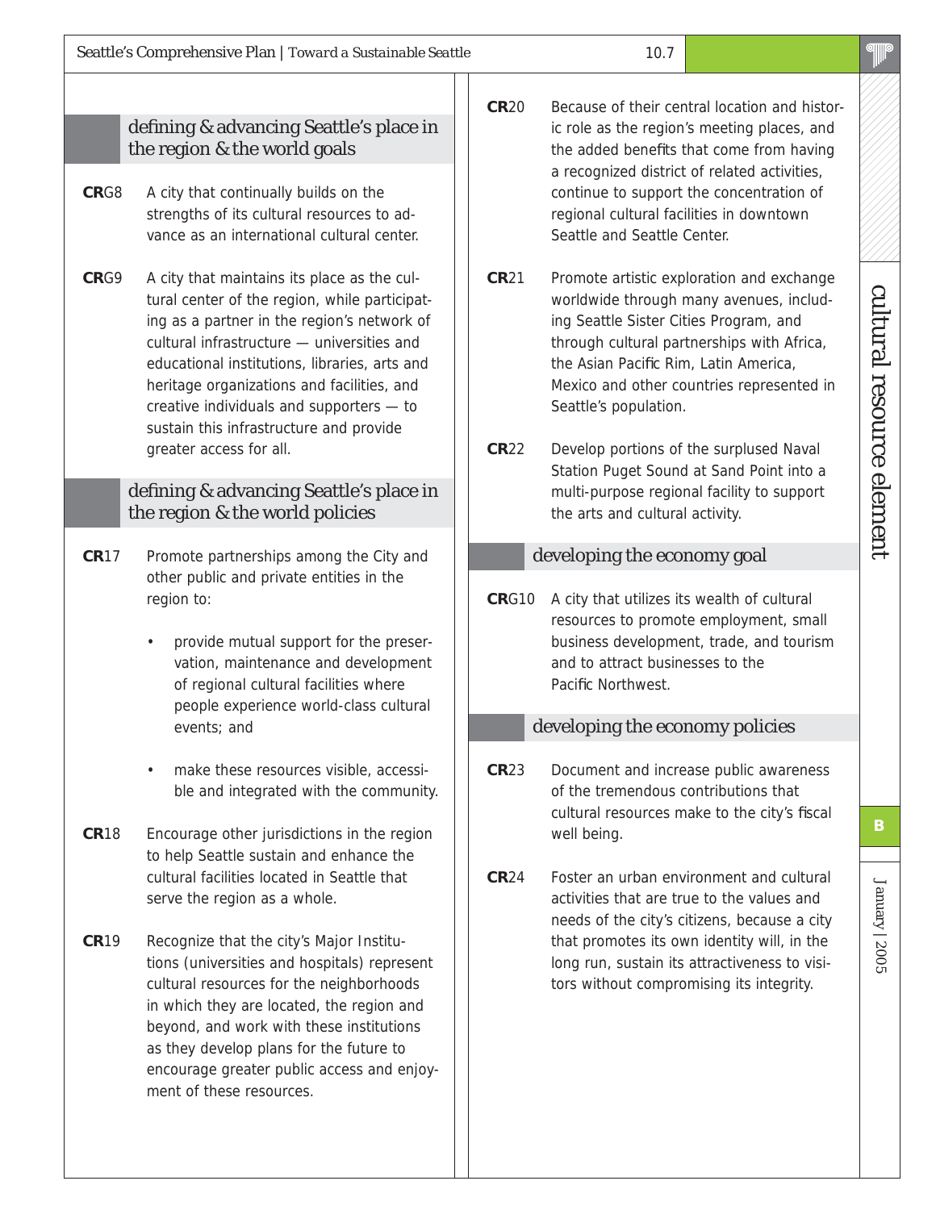## defining & advancing Seattle's place in the region & the world goals

**CR**G8 A city that continually builds on the strengths of its cultural resources to advance as an international cultural center.

**CR**G9 A city that maintains its place as the cultural center of the region, while participating as a partner in the region's network of cultural infrastructure — universities and educational institutions, libraries, arts and heritage organizations and facilities, and creative individuals and supporters — to sustain this infrastructure and provide greater access for all.

## defining & advancing Seattle's place in the region & the world policies

**CR**17 Promote partnerships among the City and other public and private entities in the region to:

- provide mutual support for the preservation, maintenance and development of regional cultural facilities where people experience world-class cultural events; and
- make these resources visible, accessible and integrated with the community.

**CR**18 Encourage other jurisdictions in the region to help Seattle sustain and enhance the cultural facilities located in Seattle that serve the region as a whole.

**CR**19 Recognize that the city's Major Institutions (universities and hospitals) represent cultural resources for the neighborhoods in which they are located, the region and beyond, and work with these institutions as they develop plans for the future to encourage greater public access and enjoyment of these resources.

**CR**20 Because of their central location and historic role as the region's meeting places, and the added benefits that come from having a recognized district of related activities, continue to support the concentration of regional cultural facilities in downtown Seattle and Seattle Center.

**CR**21 Promote artistic exploration and exchange worldwide through many avenues, including Seattle Sister Cities Program, and through cultural partnerships with Africa, the Asian Pacific Rim, Latin America, Mexico and other countries represented in Seattle's population.

**CR**22 Develop portions of the surplused Naval Station Puget Sound at Sand Point into a multi-purpose regional facility to support the arts and cultural activity.

## developing the economy goal

**CR**G10 A city that utilizes its wealth of cultural resources to promote employment, small business development, trade, and tourism and to attract businesses to the Pacific Northwest.

## developing the economy policies

**CR**23 Document and increase public awareness of the tremendous contributions that cultural resources make to the city's fiscal well being.

**CR**24 Foster an urban environment and cultural activities that are true to the values and needs of the city's citizens, because a city that promotes its own identity will, in the long run, sustain its attractiveness to visitors without compromising its integrity.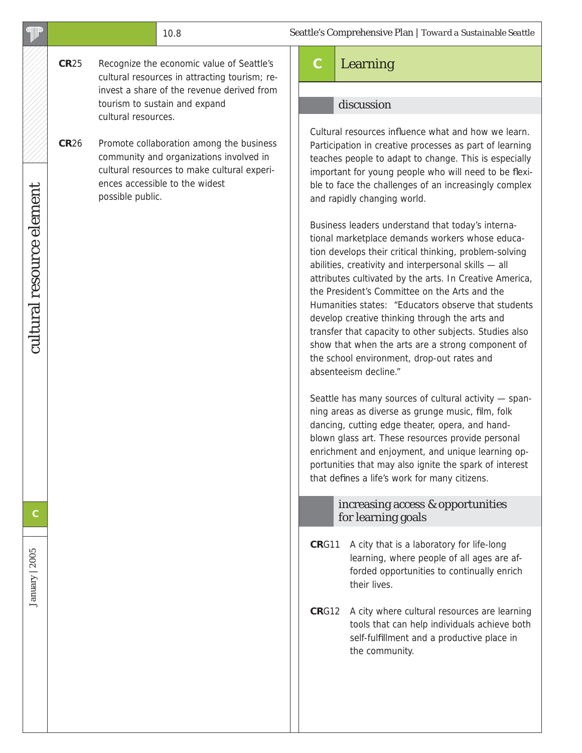**CR**25 Recognize the economic value of Seattle's cultural resources in attracting tourism; re-invest a share of the revenue derived from tourism to sustain and expand cultural resources.

**CR**26 Promote collaboration among the business community and organizations involved in cultural resources to make cultural experiences accessible to the widest possible public.

## C Learning

### discussion

Cultural resources influence what and how we learn. Participation in creative processes as part of learning teaches people to adapt to change. This is especially important for young people who will need to be flexible to face the challenges of an increasingly complex and rapidly changing world.

Business leaders understand that today's international marketplace demands workers whose education develops their critical thinking, problem-solving abilities, creativity and interpersonal skills — all attributes cultivated by the arts. In Creative America, the President's Committee on the Arts and the Humanities states: "Educators observe that students develop creative thinking through the arts and transfer that capacity to other subjects. Studies also show that when the arts are a strong component of the school environment, drop-out rates and absenteeism decline."

Seattle has many sources of cultural activity — spanning areas as diverse as grunge music, film, folk dancing, cutting edge theater, opera, and hand-blown glass art. These resources provide personal enrichment and enjoyment, and unique learning opportunities that may also ignite the spark of interest that defines a life's work for many citizens.

### increasing access & opportunities for learning goals

**CR**G11 A city that is a laboratory for life-long learning, where people of all ages are afforded opportunities to continually enrich their lives.

**CR**G12 A city where cultural resources are learning tools that can help individuals achieve both self-fulfillment and a productive place in the community.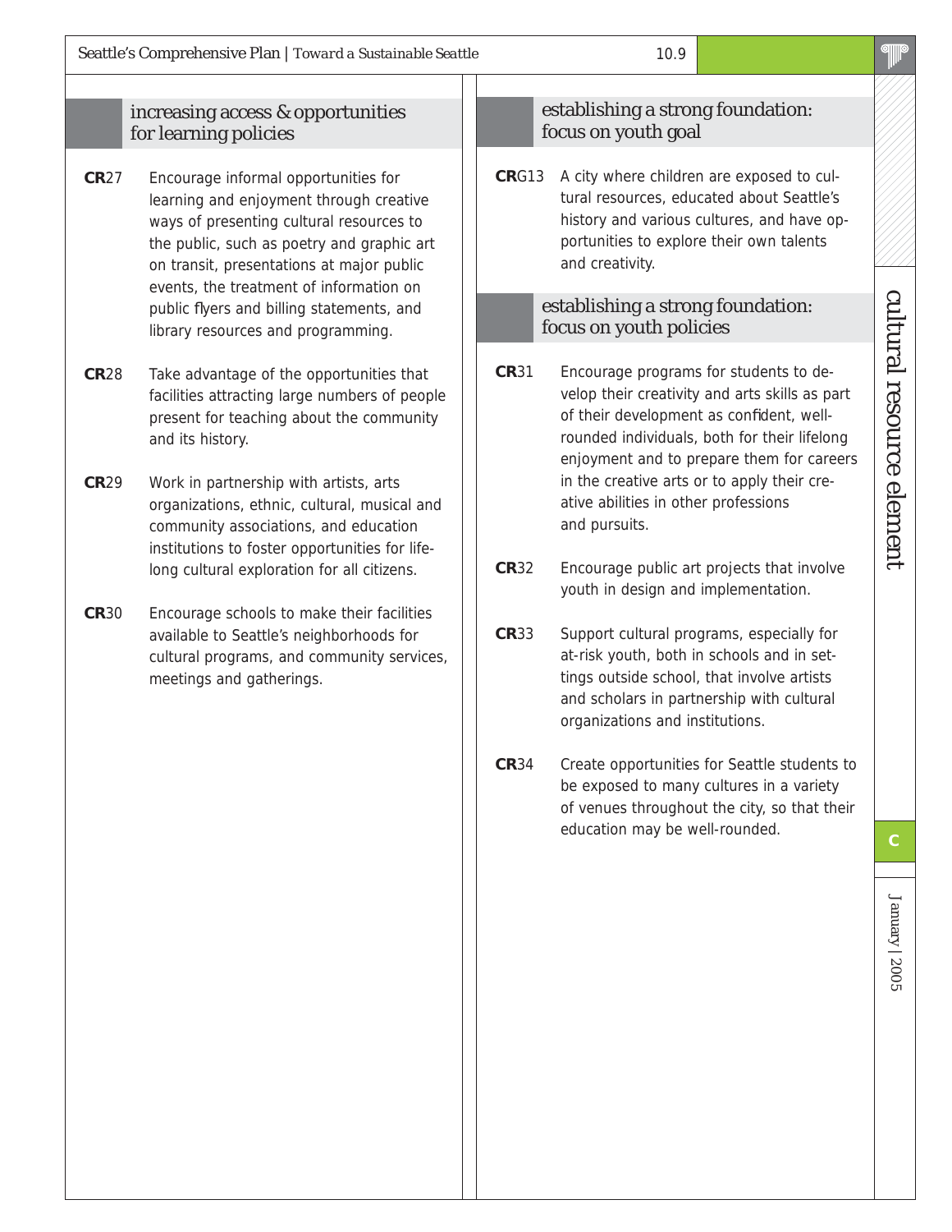## increasing access & opportunities for learning policies

**CR**27 Encourage informal opportunities for learning and enjoyment through creative ways of presenting cultural resources to the public, such as poetry and graphic art on transit, presentations at major public events, the treatment of information on public flyers and billing statements, and library resources and programming.

**CR**28 Take advantage of the opportunities that facilities attracting large numbers of people present for teaching about the community and its history.

**CR**29 Work in partnership with artists, arts organizations, ethnic, cultural, musical and community associations, and education institutions to foster opportunities for life-long cultural exploration for all citizens.

**CR**30 Encourage schools to make their facilities available to Seattle's neighborhoods for cultural programs, and community services, meetings and gatherings.

## establishing a strong foundation: focus on youth goal

**CR**G13 A city where children are exposed to cultural resources, educated about Seattle's history and various cultures, and have opportunities to explore their own talents and creativity.

## establishing a strong foundation: focus on youth policies

**CR**31 Encourage programs for students to develop their creativity and arts skills as part of their development as confident, well-rounded individuals, both for their lifelong enjoyment and to prepare them for careers in the creative arts or to apply their creative abilities in other professions and pursuits.

**CR**32 Encourage public art projects that involve youth in design and implementation.

**CR**33 Support cultural programs, especially for at-risk youth, both in schools and in settings outside school, that involve artists and scholars in partnership with cultural organizations and institutions.

**CR**34 Create opportunities for Seattle students to be exposed to many cultures in a variety of venues throughout the city, so that their education may be well-rounded.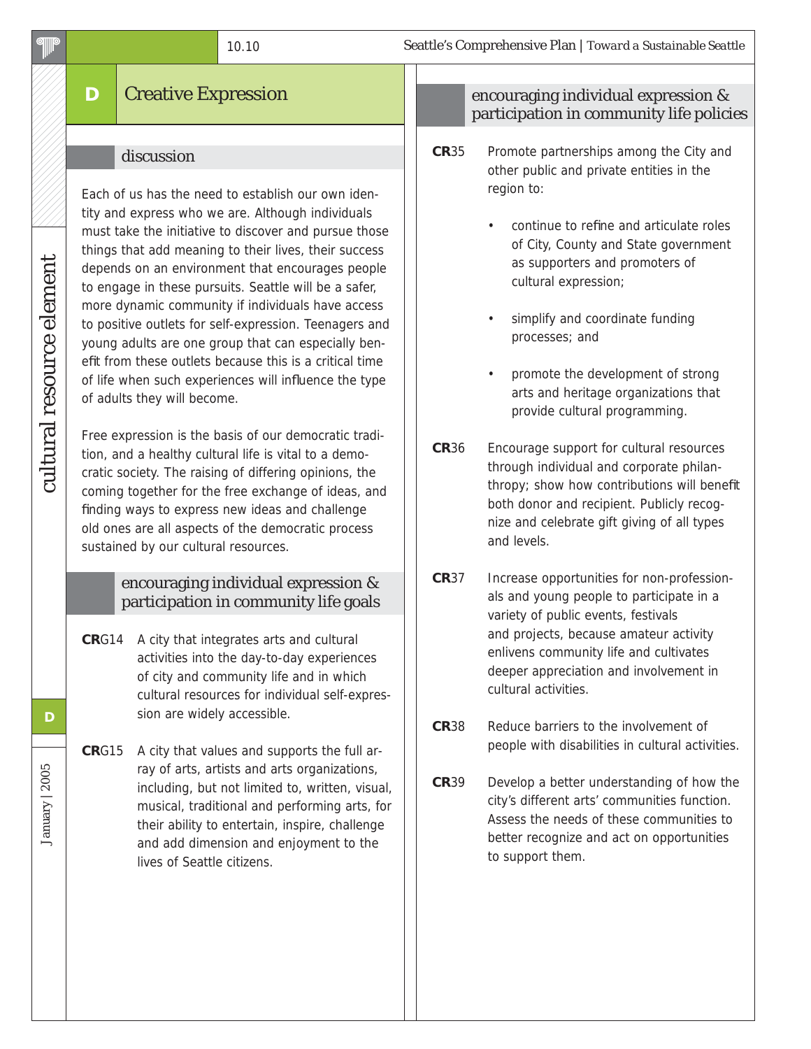## D Creative Expression

### discussion

Each of us has the need to establish our own identity and express who we are. Although individuals must take the initiative to discover and pursue those things that add meaning to their lives, their success depends on an environment that encourages people to engage in these pursuits. Seattle will be a safer, more dynamic community if individuals have access to positive outlets for self-expression. Teenagers and young adults are one group that can especially benefit from these outlets because this is a critical time of life when such experiences will influence the type of adults they will become.

Free expression is the basis of our democratic tradition, and a healthy cultural life is vital to a democratic society. The raising of differing opinions, the coming together for the free exchange of ideas, and finding ways to express new ideas and challenge old ones are all aspects of the democratic process sustained by our cultural resources.

### encouraging individual expression & participation in community life goals

**CR**G14 A city that integrates arts and cultural activities into the day-to-day experiences of city and community life and in which cultural resources for individual self-expression are widely accessible.

**CR**G15 A city that values and supports the full array of arts, artists and arts organizations, including, but not limited to, written, visual, musical, traditional and performing arts, for their ability to entertain, inspire, challenge and add dimension and enjoyment to the lives of Seattle citizens.

### encouraging individual expression & participation in community life policies

**CR**35 Promote partnerships among the City and other public and private entities in the region to:

- continue to refine and articulate roles of City, County and State government as supporters and promoters of cultural expression;
- simplify and coordinate funding processes; and
- promote the development of strong arts and heritage organizations that provide cultural programming.

**CR**36 Encourage support for cultural resources through individual and corporate philanthropy; show how contributions will benefit both donor and recipient. Publicly recognize and celebrate gift giving of all types and levels.

**CR**37 Increase opportunities for non-professionals and young people to participate in a variety of public events, festivals and projects, because amateur activity enlivens community life and cultivates deeper appreciation and involvement in cultural activities.

**CR**38 Reduce barriers to the involvement of people with disabilities in cultural activities.

**CR**39 Develop a better understanding of how the city's different arts' communities function. Assess the needs of these communities to better recognize and act on opportunities to support them.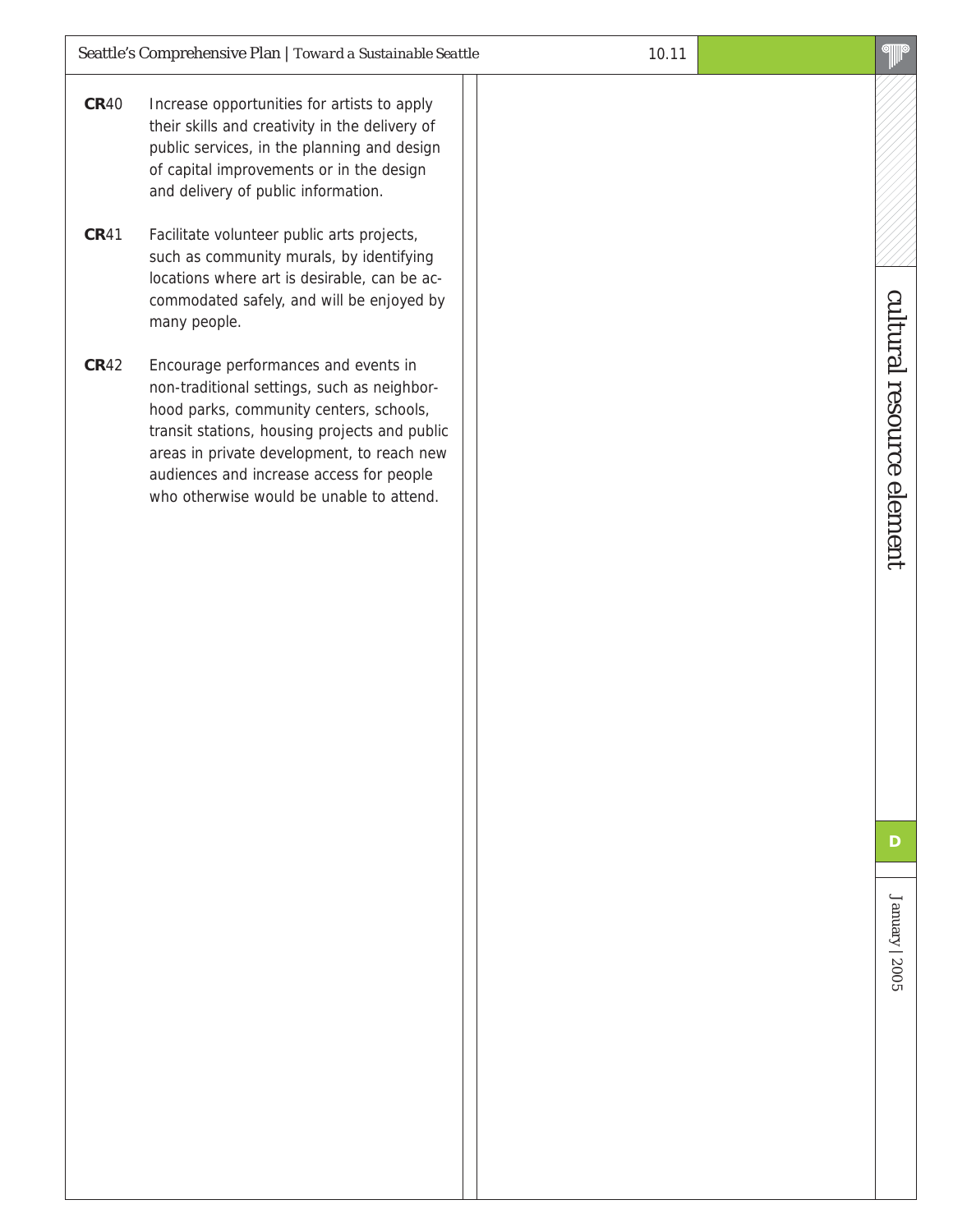**CR**40 Increase opportunities for artists to apply their skills and creativity in the delivery of public services, in the planning and design of capital improvements or in the design and delivery of public information.

**CR**41 Facilitate volunteer public arts projects, such as community murals, by identifying locations where art is desirable, can be accommodated safely, and will be enjoyed by many people.

**CR**42 Encourage performances and events in non-traditional settings, such as neighborhood parks, community centers, schools, transit stations, housing projects and public areas in private development, to reach new audiences and increase access for people who otherwise would be unable to attend.